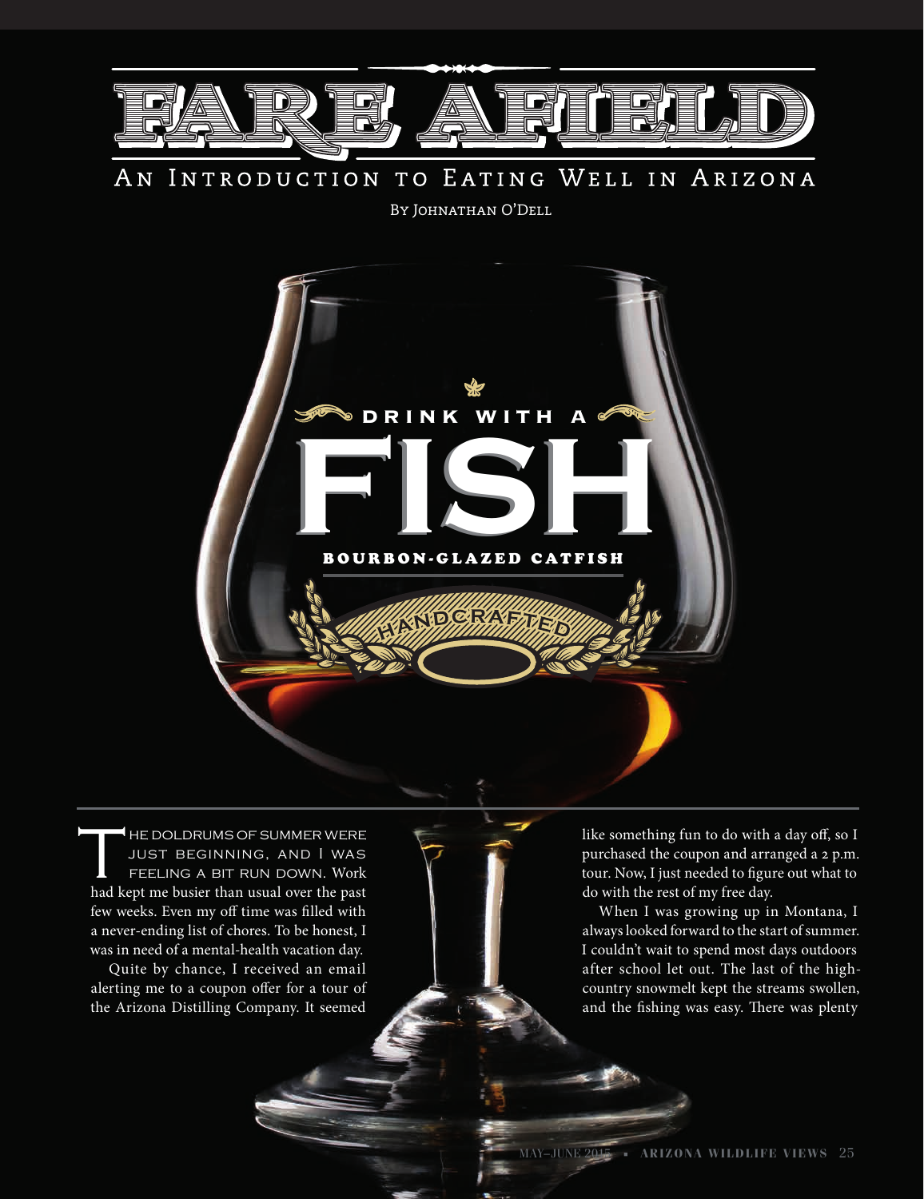# FARE AFIELD

## An Introduction to Eating Well in Arizona

By Johnathan O'Dell

# DRINK WITH A FISH

### BOURBON-GLAZED CATFISH

HANDCRAFTED

The doldrums of summer were just beginning, and I was feeling a bit run down. Work had kept me busier than usual over the past few weeks. Even my off time was filled with a never-ending list of chores. To be honest, I was in need of a mental-health vacation day.

Quite by chance, I received an email alerting me to a coupon offer for a tour of the Arizona Distilling Company. It seemed like something fun to do with a day off, so I purchased the coupon and arranged a 2 p.m. tour. Now, I just needed to figure out what to do with the rest of my free day.

When I was growing up in Montana, I always looked forward to the start of summer. I couldn't wait to spend most days outdoors after school let out. The last of the high-country snowmelt kept the streams swollen, and the fishing was easy. There was plenty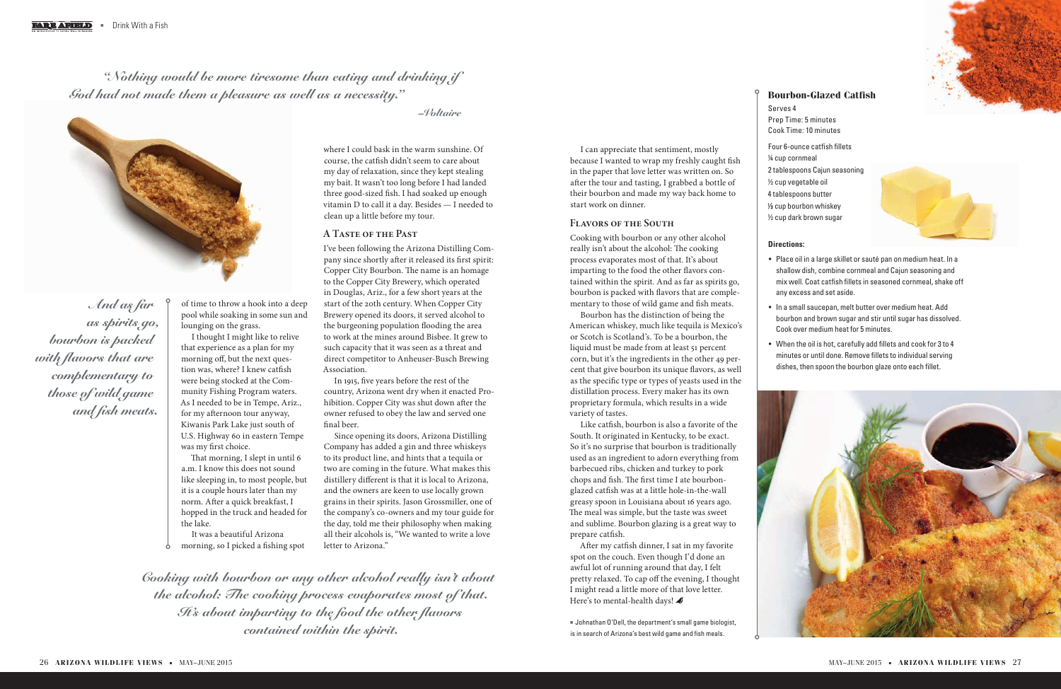*"Nothing would be more tiresome than eating and drinking if God had not made them a pleasure as well as a necessity."*

*–Voltaire*

*And as far as spirits go, bourbon is packed with flavors that are complementary to those of wild game and fish meats.*

of time to throw a hook into a deep pool while soaking in some sun and lounging on the grass.

I thought I might like to relive that experience as a plan for my morning off, but the next question was, where? I knew catfish were being stocked at the Community Fishing Program waters. As I needed to be in Tempe, Ariz., for my afternoon tour anyway, Kiwanis Park Lake just south of U.S. Highway 60 in eastern Tempe was my first choice.

That morning, I slept in until 6 a.m. I know this does not sound like sleeping in, to most people, but it is a couple hours later than my norm. After a quick breakfast, I hopped in the truck and headed for the lake.

It was a beautiful Arizona morning, so I picked a fishing spot where I could bask in the warm sunshine. Of course, the catfish didn't seem to care about my day of relaxation, since they kept stealing my bait. It wasn't too long before I had landed three good-sized fish. I had soaked up enough vitamin D to call it a day. Besides — I needed to clean up a little before my tour.

## A Taste of the Past

I've been following the Arizona Distilling Company since shortly after it released its first spirit: Copper City Bourbon. The name is an homage to the Copper City Brewery, which operated in Douglas, Ariz., for a few short years at the start of the 20th century. When Copper City Brewery opened its doors, it served alcohol to the burgeoning population flooding the area to work at the mines around Bisbee. It grew to such capacity that it was seen as a threat and direct competitor to Anheuser-Busch Brewing Association.

In 1915, five years before the rest of the country, Arizona went dry when it enacted Prohibition. Copper City was shut down after the owner refused to obey the law and served one final beer.

Since opening its doors, Arizona Distilling Company has added a gin and three whiskeys to its product line, and hints that a tequila or two are coming in the future. What makes this distillery different is that it is local to Arizona, and the owners are keen to use locally grown grains in their spirits. Jason Grossmiller, one of the company's co-owners and my tour guide for the day, told me their philosophy when making all their alcohols is, "We wanted to write a love letter to Arizona."

*Cooking with bourbon or any other alcohol really isn't about the alcohol: The cooking process evaporates most of that. It's about imparting to the food the other flavors contained within the spirit.*

I can appreciate that sentiment, mostly because I wanted to wrap my freshly caught fish in the paper that love letter was written on. So after the tour and tasting, I grabbed a bottle of their bourbon and made my way back home to start work on dinner.

## Flavors of the South

Cooking with bourbon or any other alcohol really isn't about the alcohol: The cooking process evaporates most of that. It's about imparting to the food the other flavors contained within the spirit. And as far as spirits go, bourbon is packed with flavors that are complementary to those of wild game and fish meats.

Bourbon has the distinction of being the American whiskey, much like tequila is Mexico's or Scotch is Scotland's. To be a bourbon, the liquid must be made from at least 51 percent corn, but it's the ingredients in the other 49 percent that give bourbon its unique flavors, as well as the specific type or types of yeasts used in the distillation process. Every maker has its own proprietary formula, which results in a wide variety of tastes.

Like catfish, bourbon is also a favorite of the South. It originated in Kentucky, to be exact. So it's no surprise that bourbon is traditionally used as an ingredient to adorn everything from barbecued ribs, chicken and turkey to pork chops and fish. The first time I ate bourbon-glazed catfish was at a little hole-in-the-wall greasy spoon in Louisiana about 16 years ago. The meal was simple, but the taste was sweet and sublime. Bourbon glazing is a great way to prepare catfish.

After my catfish dinner, I sat in my favorite spot on the couch. Even though I'd done an awful lot of running around that day, I felt pretty relaxed. To cap off the evening, I thought I might read a little more of that love letter. Here's to mental-health days!

■ Johnathan O'Dell, the department's small game biologist, is in search of Arizona's best wild game and fish meals.

### Bourbon-Glazed Catfish

Serves 4
Prep Time: 5 minutes
Cook Time: 10 minutes

Four 6-ounce catfish fillets
¼ cup cornmeal
2 tablespoons Cajun seasoning
½ cup vegetable oil
4 tablespoons butter
⅓ cup bourbon whiskey
½ cup dark brown sugar

**Directions:**

- Place oil in a large skillet or sauté pan on medium heat. In a shallow dish, combine cornmeal and Cajun seasoning and mix well. Coat catfish fillets in seasoned cornmeal, shake off any excess and set aside.
- In a small saucepan, melt butter over medium heat. Add bourbon and brown sugar and stir until sugar has dissolved. Cook over medium heat for 5 minutes.
- When the oil is hot, carefully add fillets and cook for 3 to 4 minutes or until done. Remove fillets to individual serving dishes, then spoon the bourbon glaze onto each fillet.